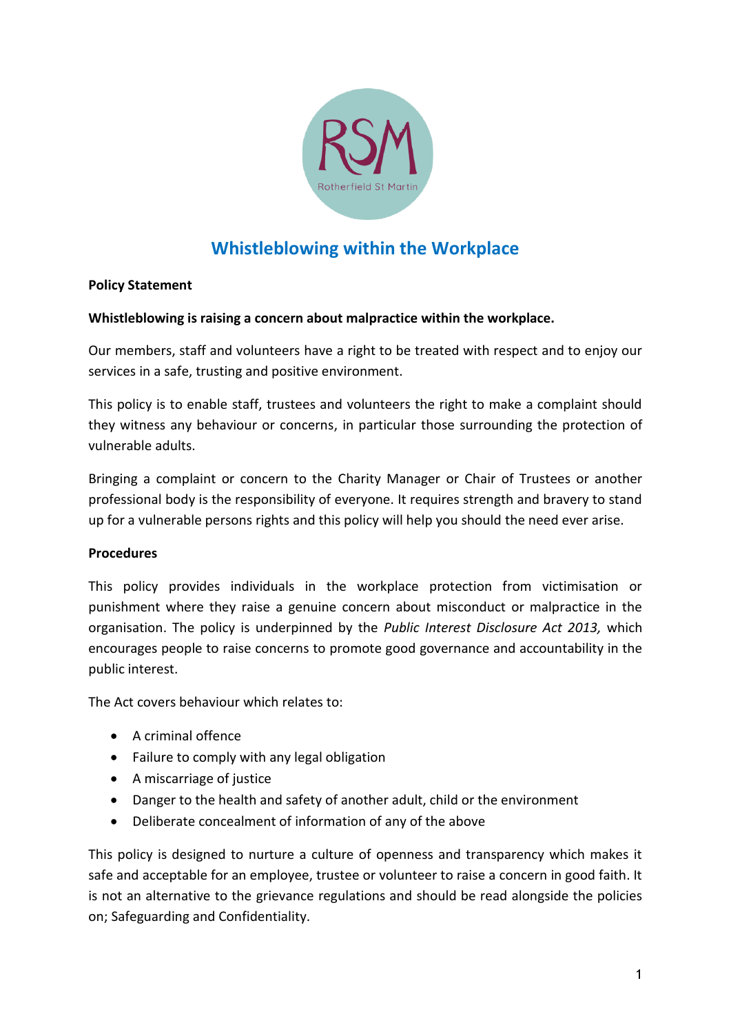# Whistleblowing within the Workplace

**Policy Statement**

**Whistleblowing is raising a concern about malpractice within the workplace.**

Our members, staff and volunteers have a right to be treated with respect and to enjoy our services in a safe, trusting and positive environment.

This policy is to enable staff, trustees and volunteers the right to make a complaint should they witness any behaviour or concerns, in particular those surrounding the protection of vulnerable adults.

Bringing a complaint or concern to the Charity Manager or Chair of Trustees or another professional body is the responsibility of everyone. It requires strength and bravery to stand up for a vulnerable persons rights and this policy will help you should the need ever arise.

**Procedures**

This policy provides individuals in the workplace protection from victimisation or punishment where they raise a genuine concern about misconduct or malpractice in the organisation. The policy is underpinned by the *Public Interest Disclosure Act 2013,* which encourages people to raise concerns to promote good governance and accountability in the public interest.

The Act covers behaviour which relates to:

- A criminal offence
- Failure to comply with any legal obligation
- A miscarriage of justice
- Danger to the health and safety of another adult, child or the environment
- Deliberate concealment of information of any of the above

This policy is designed to nurture a culture of openness and transparency which makes it safe and acceptable for an employee, trustee or volunteer to raise a concern in good faith. It is not an alternative to the grievance regulations and should be read alongside the policies on; Safeguarding and Confidentiality.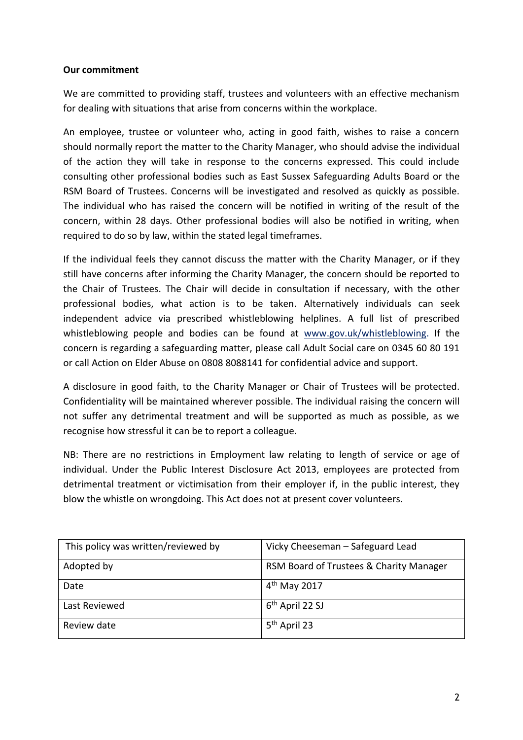**Our commitment**

We are committed to providing staff, trustees and volunteers with an effective mechanism for dealing with situations that arise from concerns within the workplace.

An employee, trustee or volunteer who, acting in good faith, wishes to raise a concern should normally report the matter to the Charity Manager, who should advise the individual of the action they will take in response to the concerns expressed. This could include consulting other professional bodies such as East Sussex Safeguarding Adults Board or the RSM Board of Trustees. Concerns will be investigated and resolved as quickly as possible. The individual who has raised the concern will be notified in writing of the result of the concern, within 28 days. Other professional bodies will also be notified in writing, when required to do so by law, within the stated legal timeframes.

If the individual feels they cannot discuss the matter with the Charity Manager, or if they still have concerns after informing the Charity Manager, the concern should be reported to the Chair of Trustees. The Chair will decide in consultation if necessary, with the other professional bodies, what action is to be taken. Alternatively individuals can seek independent advice via prescribed whistleblowing helplines. A full list of prescribed whistleblowing people and bodies can be found at www.gov.uk/whistleblowing. If the concern is regarding a safeguarding matter, please call Adult Social care on 0345 60 80 191 or call Action on Elder Abuse on 0808 8088141 for confidential advice and support.

A disclosure in good faith, to the Charity Manager or Chair of Trustees will be protected. Confidentiality will be maintained wherever possible. The individual raising the concern will not suffer any detrimental treatment and will be supported as much as possible, as we recognise how stressful it can be to report a colleague.

NB: There are no restrictions in Employment law relating to length of service or age of individual. Under the Public Interest Disclosure Act 2013, employees are protected from detrimental treatment or victimisation from their employer if, in the public interest, they blow the whistle on wrongdoing. This Act does not at present cover volunteers.

| | |
|---|---|
| This policy was written/reviewed by | Vicky Cheeseman – Safeguard Lead |
| Adopted by | RSM Board of Trustees & Charity Manager |
| Date | 4th May 2017 |
| Last Reviewed | 6th April 22 SJ |
| Review date | 5th April 23 |